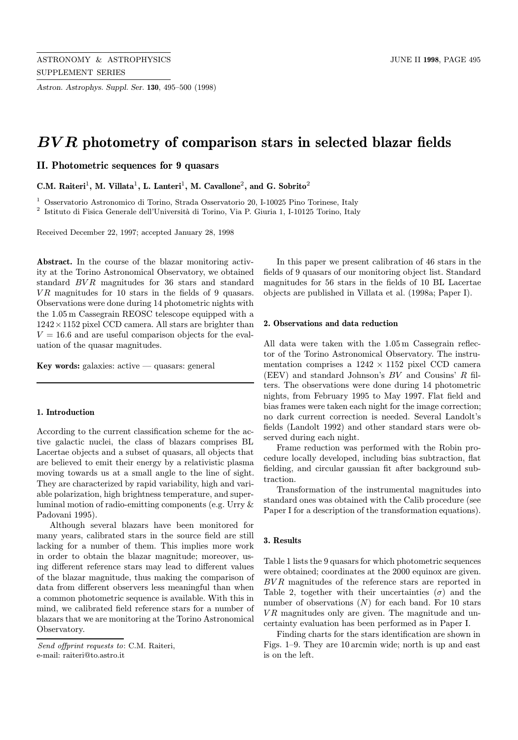# *BVR* photometry of comparison stars in selected blazar fields

## II. Photometric sequences for 9 quasars

**C.M. Raiteri[1], M. Villata[1], L. Lanteri[1], M. Cavallone[2], and G. Sobrito[2]**

[1] Osservatorio Astronomico di Torino, Strada Osservatorio 20, I-10025 Pino Torinese, Italy
[2] Istituto di Fisica Generale dell'Università di Torino, Via P. Giuria 1, I-10125 Torino, Italy

Received December 22, 1997; accepted January 28, 1998

**Abstract.** In the course of the blazar monitoring activity at the Torino Astronomical Observatory, we obtained standard $BVR$ magnitudes for 36 stars and standard $VR$ magnitudes for 10 stars in the fields of 9 quasars. Observations were done during 14 photometric nights with the 1.05 m Cassegrain REOSC telescope equipped with a $1242 \times 1152$ pixel CCD camera. All stars are brighter than $V = 16.6$ and are useful comparison objects for the evaluation of the quasar magnitudes.

**Key words:** galaxies: active — quasars: general

### 1. Introduction

According to the current classification scheme for the active galactic nuclei, the class of blazars comprises BL Lacertae objects and a subset of quasars, all objects that are believed to emit their energy by a relativistic plasma moving towards us at a small angle to the line of sight. They are characterized by rapid variability, high and variable polarization, high brightness temperature, and superluminal motion of radio-emitting components (e.g. Urry & Padovani 1995).

Although several blazars have been monitored for many years, calibrated stars in the source field are still lacking for a number of them. This implies more work in order to obtain the blazar magnitude; moreover, using different reference stars may lead to different values of the blazar magnitude, thus making the comparison of data from different observers less meaningful than when a common photometric sequence is available. With this in mind, we calibrated field reference stars for a number of blazars that we are monitoring at the Torino Astronomical Observatory.

In this paper we present calibration of 46 stars in the fields of 9 quasars of our monitoring object list. Standard magnitudes for 56 stars in the fields of 10 BL Lacertae objects are published in Villata et al. (1998a; Paper I).

### 2. Observations and data reduction

All data were taken with the 1.05 m Cassegrain reflector of the Torino Astronomical Observatory. The instrumentation comprises a $1242 \times 1152$ pixel CCD camera (EEV) and standard Johnson's $BV$ and Cousins' $R$ filters. The observations were done during 14 photometric nights, from February 1995 to May 1997. Flat field and bias frames were taken each night for the image correction; no dark current correction is needed. Several Landolt's fields (Landolt 1992) and other standard stars were observed during each night.

Frame reduction was performed with the Robin procedure locally developed, including bias subtraction, flat fielding, and circular gaussian fit after background subtraction.

Transformation of the instrumental magnitudes into standard ones was obtained with the Calib procedure (see Paper I for a description of the transformation equations).

### 3. Results

Table 1 lists the 9 quasars for which photometric sequences were obtained; coordinates at the 2000 equinox are given. $BVR$ magnitudes of the reference stars are reported in Table 2, together with their uncertainties ($\sigma$) and the number of observations ($N$) for each band. For 10 stars $VR$ magnitudes only are given. The magnitude and uncertainty evaluation has been performed as in Paper I.

Finding charts for the stars identification are shown in Figs. 1–9. They are 10 arcmin wide; north is up and east is on the left.

*Send offprint requests to*: C.M. Raiteri,
e-mail: raiteri@to.astro.it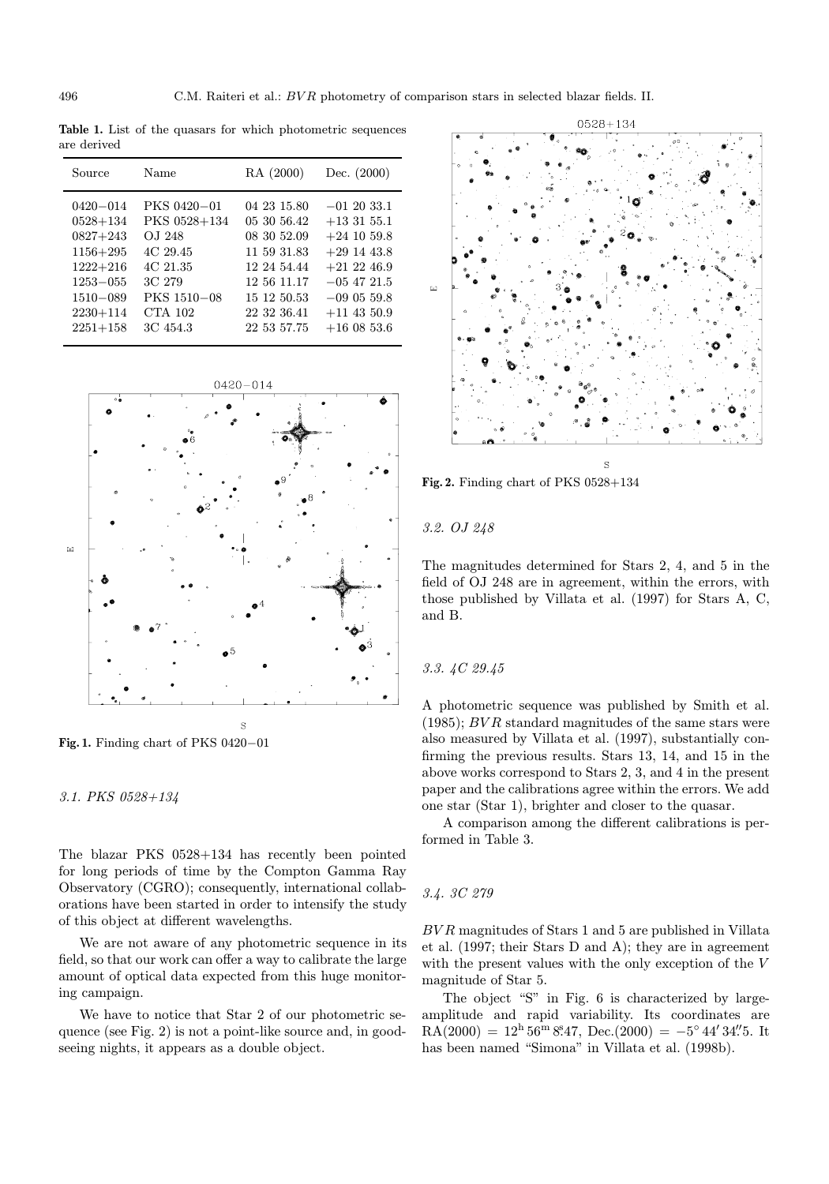**Table 1.** List of the quasars for which photometric sequences are derived

| Source | Name | RA (2000) | Dec. (2000) |
|---|---|---|---|
| 0420−014 | PKS 0420−01 | 04 23 15.80 | −01 20 33.1 |
| 0528+134 | PKS 0528+134 | 05 30 56.42 | +13 31 55.1 |
| 0827+243 | OJ 248 | 08 30 52.09 | +24 10 59.8 |
| 1156+295 | 4C 29.45 | 11 59 31.83 | +29 14 43.8 |
| 1222+216 | 4C 21.35 | 12 24 54.44 | +21 22 46.9 |
| 1253−055 | 3C 279 | 12 56 11.17 | −05 47 21.5 |
| 1510−089 | PKS 1510−08 | 15 12 50.53 | −09 05 59.8 |
| 2230+114 | CTA 102 | 22 32 36.41 | +11 43 50.9 |
| 2251+158 | 3C 454.3 | 22 53 57.75 | +16 08 53.6 |

**Fig. 1.** Finding chart of PKS 0420−01

### 3.1. PKS 0528+134

The blazar PKS 0528+134 has recently been pointed for long periods of time by the Compton Gamma Ray Observatory (CGRO); consequently, international collaborations have been started in order to intensify the study of this object at different wavelengths.

We are not aware of any photometric sequence in its field, so that our work can offer a way to calibrate the large amount of optical data expected from this huge monitoring campaign.

We have to notice that Star 2 of our photometric sequence (see Fig. 2) is not a point-like source and, in good-seeing nights, it appears as a double object.

**Fig. 2.** Finding chart of PKS 0528+134

### 3.2. OJ 248

The magnitudes determined for Stars 2, 4, and 5 in the field of OJ 248 are in agreement, within the errors, with those published by Villata et al. (1997) for Stars A, C, and B.

### 3.3. 4C 29.45

A photometric sequence was published by Smith et al. (1985); *BVR* standard magnitudes of the same stars were also measured by Villata et al. (1997), substantially confirming the previous results. Stars 13, 14, and 15 in the above works correspond to Stars 2, 3, and 4 in the present paper and the calibrations agree within the errors. We add one star (Star 1), brighter and closer to the quasar.

A comparison among the different calibrations is performed in Table 3.

### 3.4. 3C 279

*BVR* magnitudes of Stars 1 and 5 are published in Villata et al. (1997; their Stars D and A); they are in agreement with the present values with the only exception of the *V* magnitude of Star 5.

The object "S" in Fig. 6 is characterized by large-amplitude and rapid variability. Its coordinates are $\mathrm{RA}(2000) = 12^{\mathrm{h}}\,56^{\mathrm{m}}\,8\overset{\mathrm{s}}{.}47$, $\mathrm{Dec.}(2000) = -5^{\circ}\,44'\,34\overset{''}{.}5$. It has been named "Simona" in Villata et al. (1998b).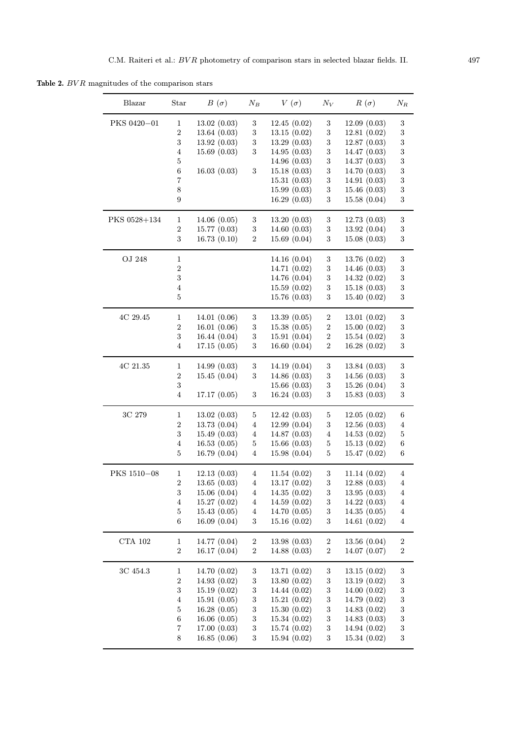**Table 2.** *BVR* magnitudes of the comparison stars

| Blazar | Star | $B$ ($\sigma$) | $N_B$ | $V$ ($\sigma$) | $N_V$ | $R$ ($\sigma$) | $N_R$ |
|---|---|---|---|---|---|---|---|
| PKS 0420−01 | 1 | 13.02 (0.03) | 3 | 12.45 (0.02) | 3 | 12.09 (0.03) | 3 |
| | 2 | 13.64 (0.03) | 3 | 13.15 (0.02) | 3 | 12.81 (0.02) | 3 |
| | 3 | 13.92 (0.03) | 3 | 13.29 (0.03) | 3 | 12.87 (0.03) | 3 |
| | 4 | 15.69 (0.03) | 3 | 14.95 (0.03) | 3 | 14.47 (0.03) | 3 |
| | 5 | | | 14.96 (0.03) | 3 | 14.37 (0.03) | 3 |
| | 6 | 16.03 (0.03) | 3 | 15.18 (0.03) | 3 | 14.70 (0.03) | 3 |
| | 7 | | | 15.31 (0.03) | 3 | 14.91 (0.03) | 3 |
| | 8 | | | 15.99 (0.03) | 3 | 15.46 (0.03) | 3 |
| | 9 | | | 16.29 (0.03) | 3 | 15.58 (0.04) | 3 |
| PKS 0528+134 | 1 | 14.06 (0.05) | 3 | 13.20 (0.03) | 3 | 12.73 (0.03) | 3 |
| | 2 | 15.77 (0.03) | 3 | 14.60 (0.03) | 3 | 13.92 (0.04) | 3 |
| | 3 | 16.73 (0.10) | 2 | 15.69 (0.04) | 3 | 15.08 (0.03) | 3 |
| OJ 248 | 1 | | | 14.16 (0.04) | 3 | 13.76 (0.02) | 3 |
| | 2 | | | 14.71 (0.02) | 3 | 14.46 (0.03) | 3 |
| | 3 | | | 14.76 (0.04) | 3 | 14.32 (0.02) | 3 |
| | 4 | | | 15.59 (0.02) | 3 | 15.18 (0.03) | 3 |
| | 5 | | | 15.76 (0.03) | 3 | 15.40 (0.02) | 3 |
| 4C 29.45 | 1 | 14.01 (0.06) | 3 | 13.39 (0.05) | 2 | 13.01 (0.02) | 3 |
| | 2 | 16.01 (0.06) | 3 | 15.38 (0.05) | 2 | 15.00 (0.02) | 3 |
| | 3 | 16.44 (0.04) | 3 | 15.91 (0.04) | 2 | 15.54 (0.02) | 3 |
| | 4 | 17.15 (0.05) | 3 | 16.60 (0.04) | 2 | 16.28 (0.02) | 3 |
| 4C 21.35 | 1 | 14.99 (0.03) | 3 | 14.19 (0.04) | 3 | 13.84 (0.03) | 3 |
| | 2 | 15.45 (0.04) | 3 | 14.86 (0.03) | 3 | 14.56 (0.03) | 3 |
| | 3 | | | 15.66 (0.03) | 3 | 15.26 (0.04) | 3 |
| | 4 | 17.17 (0.05) | 3 | 16.24 (0.03) | 3 | 15.83 (0.03) | 3 |
| 3C 279 | 1 | 13.02 (0.03) | 5 | 12.42 (0.03) | 5 | 12.05 (0.02) | 6 |
| | 2 | 13.73 (0.04) | 4 | 12.99 (0.04) | 3 | 12.56 (0.03) | 4 |
| | 3 | 15.49 (0.03) | 4 | 14.87 (0.03) | 4 | 14.53 (0.02) | 5 |
| | 4 | 16.53 (0.05) | 5 | 15.66 (0.03) | 5 | 15.13 (0.02) | 6 |
| | 5 | 16.79 (0.04) | 4 | 15.98 (0.04) | 5 | 15.47 (0.02) | 6 |
| PKS 1510−08 | 1 | 12.13 (0.03) | 4 | 11.54 (0.02) | 3 | 11.14 (0.02) | 4 |
| | 2 | 13.65 (0.03) | 4 | 13.17 (0.02) | 3 | 12.88 (0.03) | 4 |
| | 3 | 15.06 (0.04) | 4 | 14.35 (0.02) | 3 | 13.95 (0.03) | 4 |
| | 4 | 15.27 (0.02) | 4 | 14.59 (0.02) | 3 | 14.22 (0.03) | 4 |
| | 5 | 15.43 (0.05) | 4 | 14.70 (0.05) | 3 | 14.35 (0.05) | 4 |
| | 6 | 16.09 (0.04) | 3 | 15.16 (0.02) | 3 | 14.61 (0.02) | 4 |
| CTA 102 | 1 | 14.77 (0.04) | 2 | 13.98 (0.03) | 2 | 13.56 (0.04) | 2 |
| | 2 | 16.17 (0.04) | 2 | 14.88 (0.03) | 2 | 14.07 (0.07) | 2 |
| 3C 454.3 | 1 | 14.70 (0.02) | 3 | 13.71 (0.02) | 3 | 13.15 (0.02) | 3 |
| | 2 | 14.93 (0.02) | 3 | 13.80 (0.02) | 3 | 13.19 (0.02) | 3 |
| | 3 | 15.19 (0.02) | 3 | 14.44 (0.02) | 3 | 14.00 (0.02) | 3 |
| | 4 | 15.91 (0.05) | 3 | 15.21 (0.02) | 3 | 14.79 (0.02) | 3 |
| | 5 | 16.28 (0.05) | 3 | 15.30 (0.02) | 3 | 14.83 (0.02) | 3 |
| | 6 | 16.06 (0.05) | 3 | 15.34 (0.02) | 3 | 14.83 (0.03) | 3 |
| | 7 | 17.00 (0.03) | 3 | 15.74 (0.02) | 3 | 14.94 (0.02) | 3 |
| | 8 | 16.85 (0.06) | 3 | 15.94 (0.02) | 3 | 15.34 (0.02) | 3 |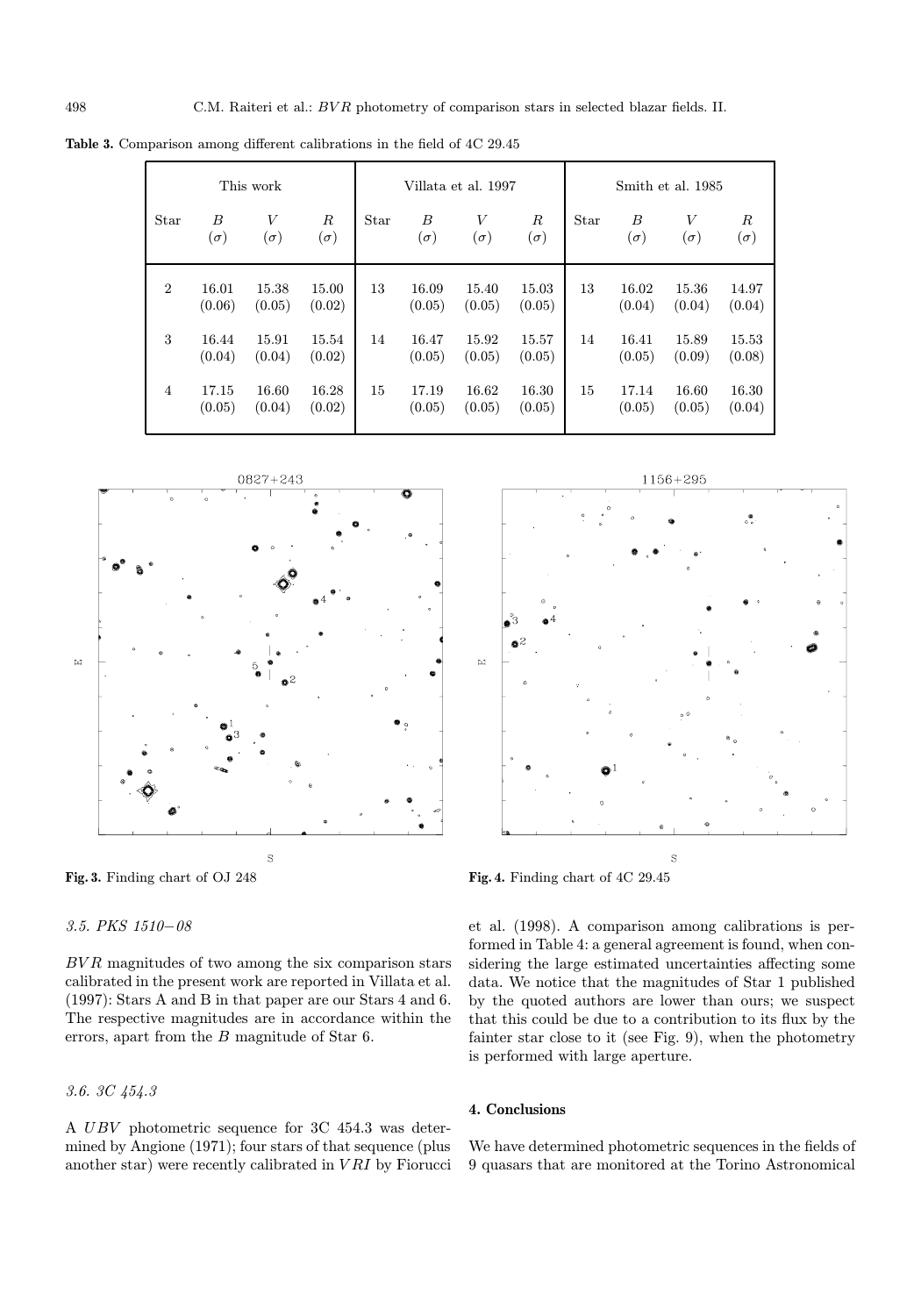**Table 3.** Comparison among different calibrations in the field of 4C 29.45

| This work | | | | Villata et al. 1997 | | | | Smith et al. 1985 | | | |
|---|---|---|---|---|---|---|---|---|---|---|---|
| Star | $B$ ($\sigma$) | $V$ ($\sigma$) | $R$ ($\sigma$) | Star | $B$ ($\sigma$) | $V$ ($\sigma$) | $R$ ($\sigma$) | Star | $B$ ($\sigma$) | $V$ ($\sigma$) | $R$ ($\sigma$) |
| 2 | 16.01 (0.06) | 15.38 (0.05) | 15.00 (0.02) | 13 | 16.09 (0.05) | 15.40 (0.05) | 15.03 (0.05) | 13 | 16.02 (0.04) | 15.36 (0.04) | 14.97 (0.04) |
| 3 | 16.44 (0.04) | 15.91 (0.04) | 15.54 (0.02) | 14 | 16.47 (0.05) | 15.92 (0.05) | 15.57 (0.05) | 14 | 16.41 (0.05) | 15.89 (0.09) | 15.53 (0.08) |
| 4 | 17.15 (0.05) | 16.60 (0.04) | 16.28 (0.02) | 15 | 17.19 (0.05) | 16.62 (0.05) | 16.30 (0.05) | 15 | 17.14 (0.05) | 16.60 (0.05) | 16.30 (0.04) |

**Fig. 3.** Finding chart of OJ 248

**Fig. 4.** Finding chart of 4C 29.45

### 3.5. PKS 1510−08

$BVR$ magnitudes of two among the six comparison stars calibrated in the present work are reported in Villata et al. (1997): Stars A and B in that paper are our Stars 4 and 6. The respective magnitudes are in accordance within the errors, apart from the $B$ magnitude of Star 6.

### 3.6. 3C 454.3

A $UBV$ photometric sequence for 3C 454.3 was determined by Angione (1971); four stars of that sequence (plus another star) were recently calibrated in $VRI$ by Fiorucci et al. (1998). A comparison among calibrations is performed in Table 4: a general agreement is found, when considering the large estimated uncertainties affecting some data. We notice that the magnitudes of Star 1 published by the quoted authors are lower than ours; we suspect that this could be due to a contribution to its flux by the fainter star close to it (see Fig. 9), when the photometry is performed with large aperture.

## 4. Conclusions

We have determined photometric sequences in the fields of 9 quasars that are monitored at the Torino Astronomical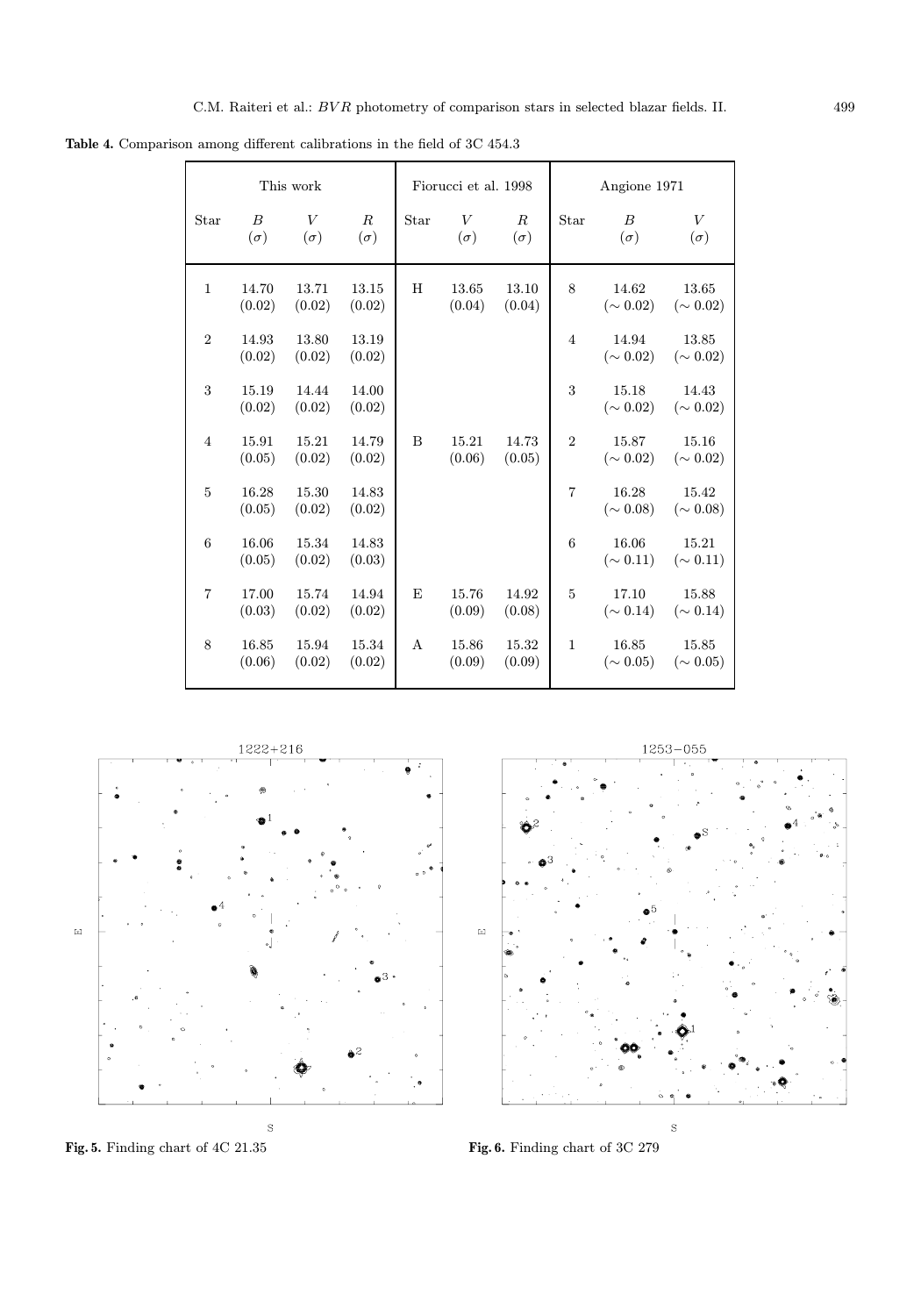**Table 4.** Comparison among different calibrations in the field of 3C 454.3

| This work | | | | Fiorucci et al. 1998 | | | Angione 1971 | | |
|---|---|---|---|---|---|---|---|---|---|
| Star | $B$ ($\sigma$) | $V$ ($\sigma$) | $R$ ($\sigma$) | Star | $V$ ($\sigma$) | $R$ ($\sigma$) | Star | $B$ ($\sigma$) | $V$ ($\sigma$) |
| 1 | 14.70 (0.02) | 13.71 (0.02) | 13.15 (0.02) | H | 13.65 (0.04) | 13.10 (0.04) | 8 | 14.62 ($\sim$ 0.02) | 13.65 ($\sim$ 0.02) |
| 2 | 14.93 (0.02) | 13.80 (0.02) | 13.19 (0.02) | | | | 4 | 14.94 ($\sim$ 0.02) | 13.85 ($\sim$ 0.02) |
| 3 | 15.19 (0.02) | 14.44 (0.02) | 14.00 (0.02) | | | | 3 | 15.18 ($\sim$ 0.02) | 14.43 ($\sim$ 0.02) |
| 4 | 15.91 (0.05) | 15.21 (0.02) | 14.79 (0.02) | B | 15.21 (0.06) | 14.73 (0.05) | 2 | 15.87 ($\sim$ 0.02) | 15.16 ($\sim$ 0.02) |
| 5 | 16.28 (0.05) | 15.30 (0.02) | 14.83 (0.02) | | | | 7 | 16.28 ($\sim$ 0.08) | 15.42 ($\sim$ 0.08) |
| 6 | 16.06 (0.05) | 15.34 (0.02) | 14.83 (0.03) | | | | 6 | 16.06 ($\sim$ 0.11) | 15.21 ($\sim$ 0.11) |
| 7 | 17.00 (0.03) | 15.74 (0.02) | 14.94 (0.02) | E | 15.76 (0.09) | 14.92 (0.08) | 5 | 17.10 ($\sim$ 0.14) | 15.88 ($\sim$ 0.14) |
| 8 | 16.85 (0.06) | 15.94 (0.02) | 15.34 (0.02) | A | 15.86 (0.09) | 15.32 (0.09) | 1 | 16.85 ($\sim$ 0.05) | 15.85 ($\sim$ 0.05) |

**Fig. 5.** Finding chart of 4C 21.35

**Fig. 6.** Finding chart of 3C 279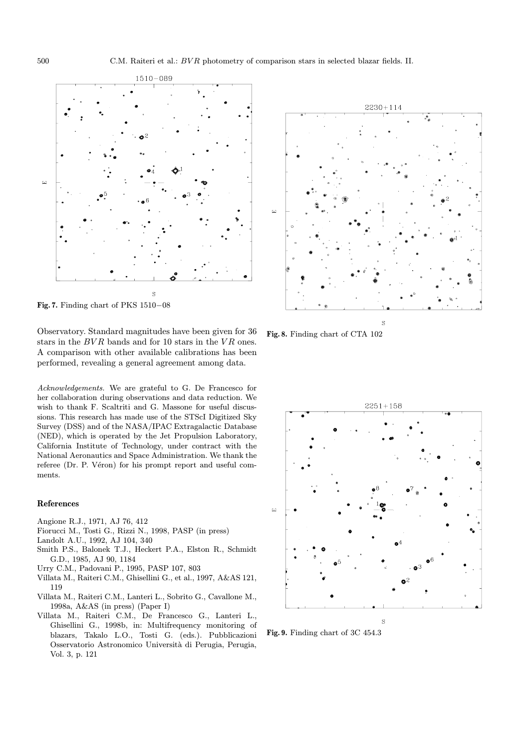1510−089

E

S

Fig. 7. Finding chart of PKS 1510−08

Observatory. Standard magnitudes have been given for 36 stars in the $BVR$ bands and for 10 stars in the $VR$ ones. A comparison with other available calibrations has been performed, revealing a general agreement among data.

*Acknowledgements.* We are grateful to G. De Francesco for her collaboration during observations and data reduction. We wish to thank F. Scaltriti and G. Massone for useful discussions. This research has made use of the STScI Digitized Sky Survey (DSS) and of the NASA/IPAC Extragalactic Database (NED), which is operated by the Jet Propulsion Laboratory, California Institute of Technology, under contract with the National Aeronautics and Space Administration. We thank the referee (Dr. P. Véron) for his prompt report and useful comments.

## References

- Angione R.J., 1971, AJ 76, 412
- Fiorucci M., Tosti G., Rizzi N., 1998, PASP (in press)
- Landolt A.U., 1992, AJ 104, 340
- Smith P.S., Balonek T.J., Heckert P.A., Elston R., Schmidt G.D., 1985, AJ 90, 1184
- Urry C.M., Padovani P., 1995, PASP 107, 803
- Villata M., Raiteri C.M., Ghisellini G., et al., 1997, A&AS 121, 119
- Villata M., Raiteri C.M., Lanteri L., Sobrito G., Cavallone M., 1998a, A&AS (in press) (Paper I)
- Villata M., Raiteri C.M., De Francesco G., Lanteri L., Ghisellini G., 1998b, in: Multifrequency monitoring of blazars, Takalo L.O., Tosti G. (eds.). Pubblicazioni Osservatorio Astronomico Università di Perugia, Perugia, Vol. 3, p. 121

2230+114

E

S

Fig. 8. Finding chart of CTA 102

2251+158

E

S

Fig. 9. Finding chart of 3C 454.3